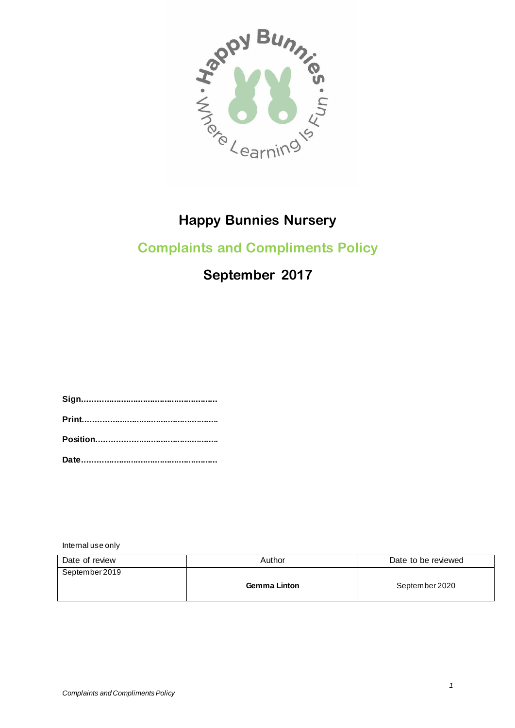# Happy Bunnies Nursery

## Complaints and Compliments Policy

## September 2017

**Sign………………………………………………..**

**Print…………………………………………………**

**Position……………………………………………**

**Date…………………………………………………**

Internal use only

| Date of review | Author | Date to be reviewed |
|---|---|---|
| September 2019 | **Gemma Linton** | September 2020 |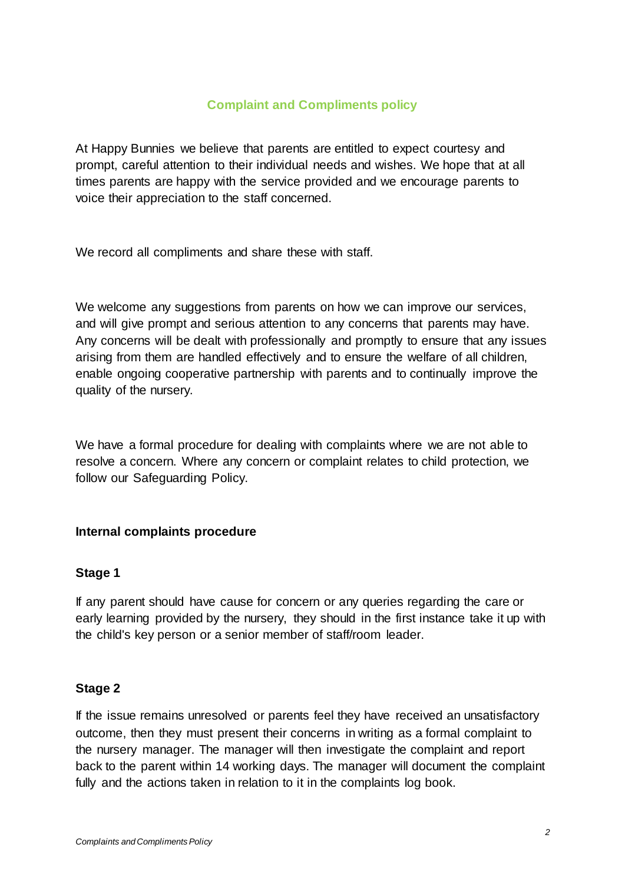## Complaint and Compliments policy

At Happy Bunnies we believe that parents are entitled to expect courtesy and prompt, careful attention to their individual needs and wishes. We hope that at all times parents are happy with the service provided and we encourage parents to voice their appreciation to the staff concerned.

We record all compliments and share these with staff.

We welcome any suggestions from parents on how we can improve our services, and will give prompt and serious attention to any concerns that parents may have. Any concerns will be dealt with professionally and promptly to ensure that any issues arising from them are handled effectively and to ensure the welfare of all children, enable ongoing cooperative partnership with parents and to continually improve the quality of the nursery.

We have a formal procedure for dealing with complaints where we are not able to resolve a concern. Where any concern or complaint relates to child protection, we follow our Safeguarding Policy.

### Internal complaints procedure

#### Stage 1

If any parent should have cause for concern or any queries regarding the care or early learning provided by the nursery, they should in the first instance take it up with the child's key person or a senior member of staff/room leader.

#### Stage 2

If the issue remains unresolved or parents feel they have received an unsatisfactory outcome, then they must present their concerns in writing as a formal complaint to the nursery manager. The manager will then investigate the complaint and report back to the parent within 14 working days. The manager will document the complaint fully and the actions taken in relation to it in the complaints log book.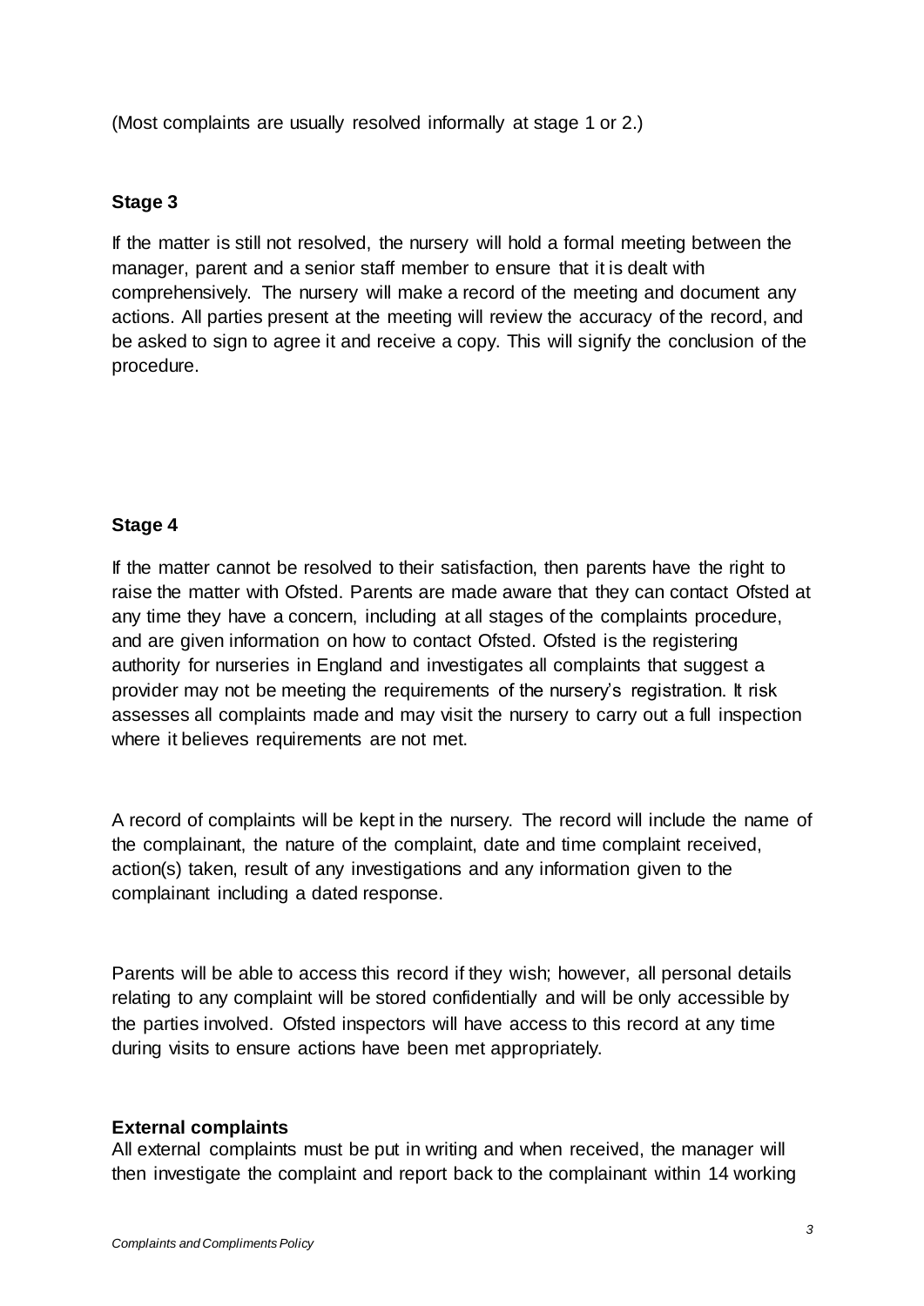(Most complaints are usually resolved informally at stage 1 or 2.)

**Stage 3**

If the matter is still not resolved, the nursery will hold a formal meeting between the manager, parent and a senior staff member to ensure that it is dealt with comprehensively. The nursery will make a record of the meeting and document any actions. All parties present at the meeting will review the accuracy of the record, and be asked to sign to agree it and receive a copy. This will signify the conclusion of the procedure.

**Stage 4**

If the matter cannot be resolved to their satisfaction, then parents have the right to raise the matter with Ofsted. Parents are made aware that they can contact Ofsted at any time they have a concern, including at all stages of the complaints procedure, and are given information on how to contact Ofsted. Ofsted is the registering authority for nurseries in England and investigates all complaints that suggest a provider may not be meeting the requirements of the nursery's registration. It risk assesses all complaints made and may visit the nursery to carry out a full inspection where it believes requirements are not met.

A record of complaints will be kept in the nursery. The record will include the name of the complainant, the nature of the complaint, date and time complaint received, action(s) taken, result of any investigations and any information given to the complainant including a dated response.

Parents will be able to access this record if they wish; however, all personal details relating to any complaint will be stored confidentially and will be only accessible by the parties involved. Ofsted inspectors will have access to this record at any time during visits to ensure actions have been met appropriately.

**External complaints**

All external complaints must be put in writing and when received, the manager will then investigate the complaint and report back to the complainant within 14 working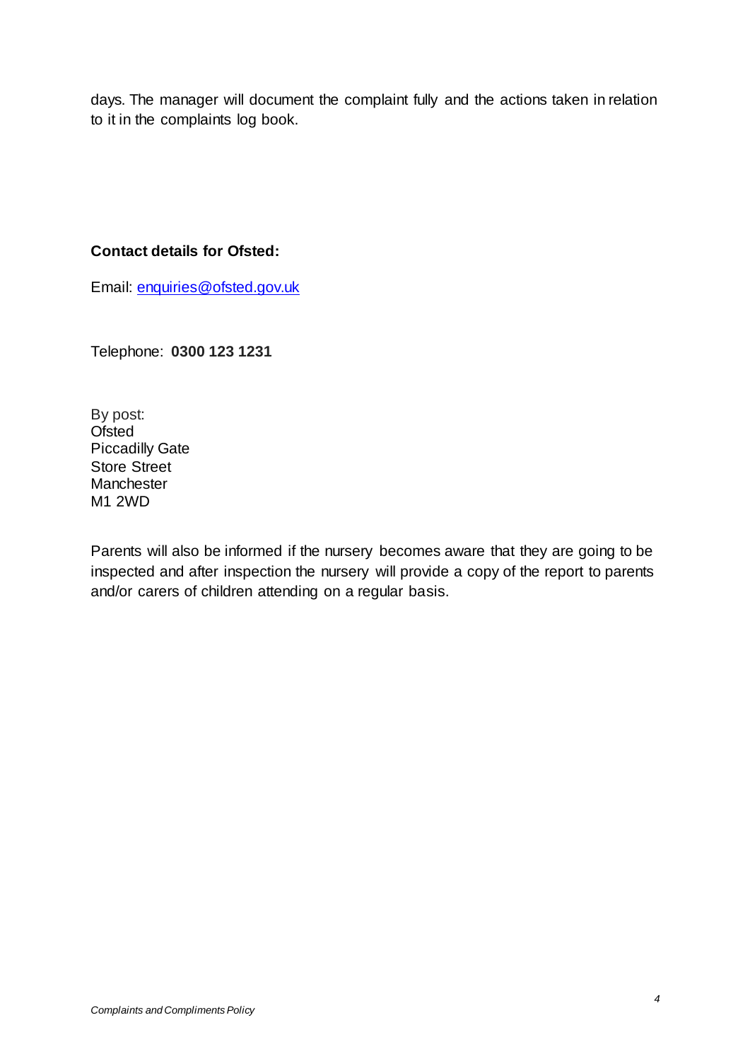days. The manager will document the complaint fully and the actions taken in relation to it in the complaints log book.

**Contact details for Ofsted:**

Email: enquiries@ofsted.gov.uk

Telephone: **0300 123 1231**

By post:
Ofsted
Piccadilly Gate
Store Street
Manchester
M1 2WD

Parents will also be informed if the nursery becomes aware that they are going to be inspected and after inspection the nursery will provide a copy of the report to parents and/or carers of children attending on a regular basis.